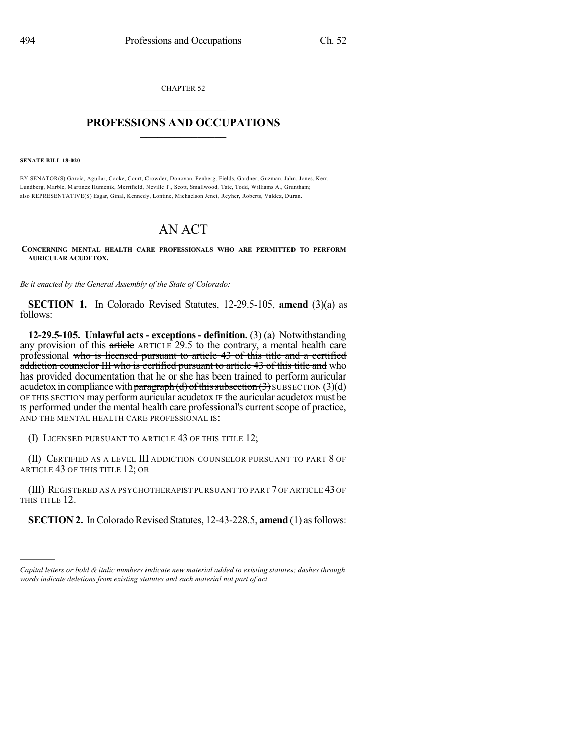CHAPTER 52

# PROFESSIONS AND OCCUPATIONS

**SENATE BILL 18-020**

BY SENATOR(S) Garcia, Aguilar, Cooke, Court, Crowder, Donovan, Fenberg, Fields, Gardner, Guzman, Jahn, Jones, Kerr, Lundberg, Marble, Martinez Humenik, Merrifield, Neville T., Scott, Smallwood, Tate, Todd, Williams A., Grantham; also REPRESENTATIVE(S) Esgar, Ginal, Kennedy, Lontine, Michaelson Jenet, Reyher, Roberts, Valdez, Duran.

# AN ACT

**CONCERNING MENTAL HEALTH CARE PROFESSIONALS WHO ARE PERMITTED TO PERFORM AURICULAR ACUDETOX.**

*Be it enacted by the General Assembly of the State of Colorado:*

**SECTION 1.** In Colorado Revised Statutes, 12-29.5-105, **amend** (3)(a) as follows:

**12-29.5-105. Unlawful acts - exceptions - definition.** (3) (a) Notwithstanding any provision of this ~~article~~ ARTICLE 29.5 to the contrary, a mental health care professional ~~who is licensed pursuant to article 43 of this title and a certified addiction counselor III who is certified pursuant to article 43 of this title and~~ who has provided documentation that he or she has been trained to perform auricular acudetox in compliance with ~~paragraph (d) of this subsection (3)~~ SUBSECTION (3)(d) OF THIS SECTION may perform auricular acudetox IF the auricular acudetox ~~must be~~ IS performed under the mental health care professional's current scope of practice, AND THE MENTAL HEALTH CARE PROFESSIONAL IS:

(I) LICENSED PURSUANT TO ARTICLE 43 OF THIS TITLE 12;

(II) CERTIFIED AS A LEVEL III ADDICTION COUNSELOR PURSUANT TO PART 8 OF ARTICLE 43 OF THIS TITLE 12; OR

(III) REGISTERED AS A PSYCHOTHERAPIST PURSUANT TO PART 7 OF ARTICLE 43 OF THIS TITLE 12.

**SECTION 2.** In Colorado Revised Statutes, 12-43-228.5, **amend** (1) as follows:

---

*Capital letters or bold & italic numbers indicate new material added to existing statutes; dashes through words indicate deletions from existing statutes and such material not part of act.*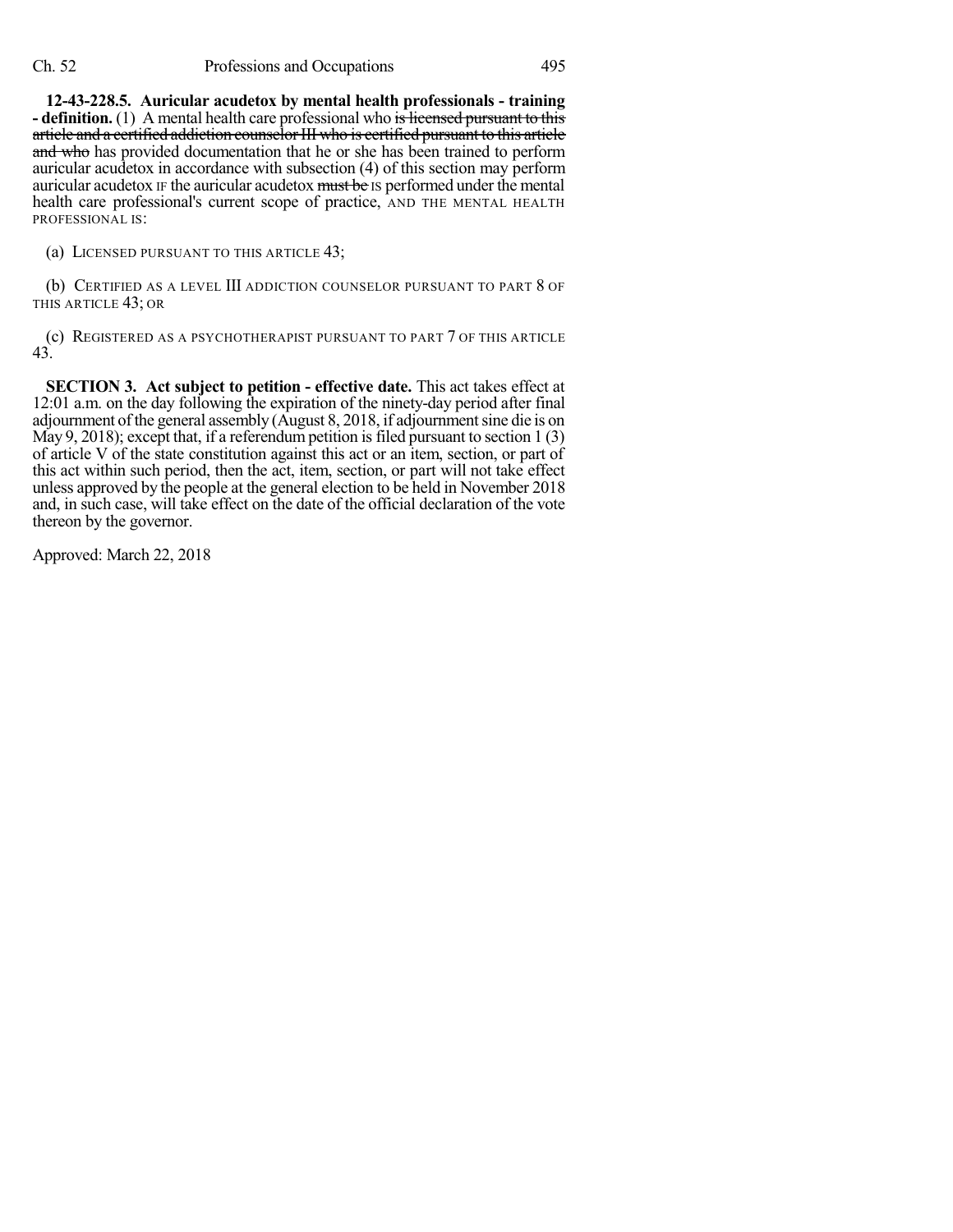**12-43-228.5. Auricular acudetox by mental health professionals - training - definition.** (1) A mental health care professional who ~~is licensed pursuant to this article and a certified addiction counselor III who is certified pursuant to this article and who~~ has provided documentation that he or she has been trained to perform auricular acudetox in accordance with subsection (4) of this section may perform auricular acudetox IF the auricular acudetox ~~must be~~ IS performed under the mental health care professional's current scope of practice, AND THE MENTAL HEALTH PROFESSIONAL IS:

(a) LICENSED PURSUANT TO THIS ARTICLE 43;

(b) CERTIFIED AS A LEVEL III ADDICTION COUNSELOR PURSUANT TO PART 8 OF THIS ARTICLE 43; OR

(c) REGISTERED AS A PSYCHOTHERAPIST PURSUANT TO PART 7 OF THIS ARTICLE 43.

**SECTION 3. Act subject to petition - effective date.** This act takes effect at 12:01 a.m. on the day following the expiration of the ninety-day period after final adjournment of the general assembly (August 8, 2018, if adjournment sine die is on May 9, 2018); except that, if a referendum petition is filed pursuant to section 1 (3) of article V of the state constitution against this act or an item, section, or part of this act within such period, then the act, item, section, or part will not take effect unless approved by the people at the general election to be held in November 2018 and, in such case, will take effect on the date of the official declaration of the vote thereon by the governor.

Approved: March 22, 2018